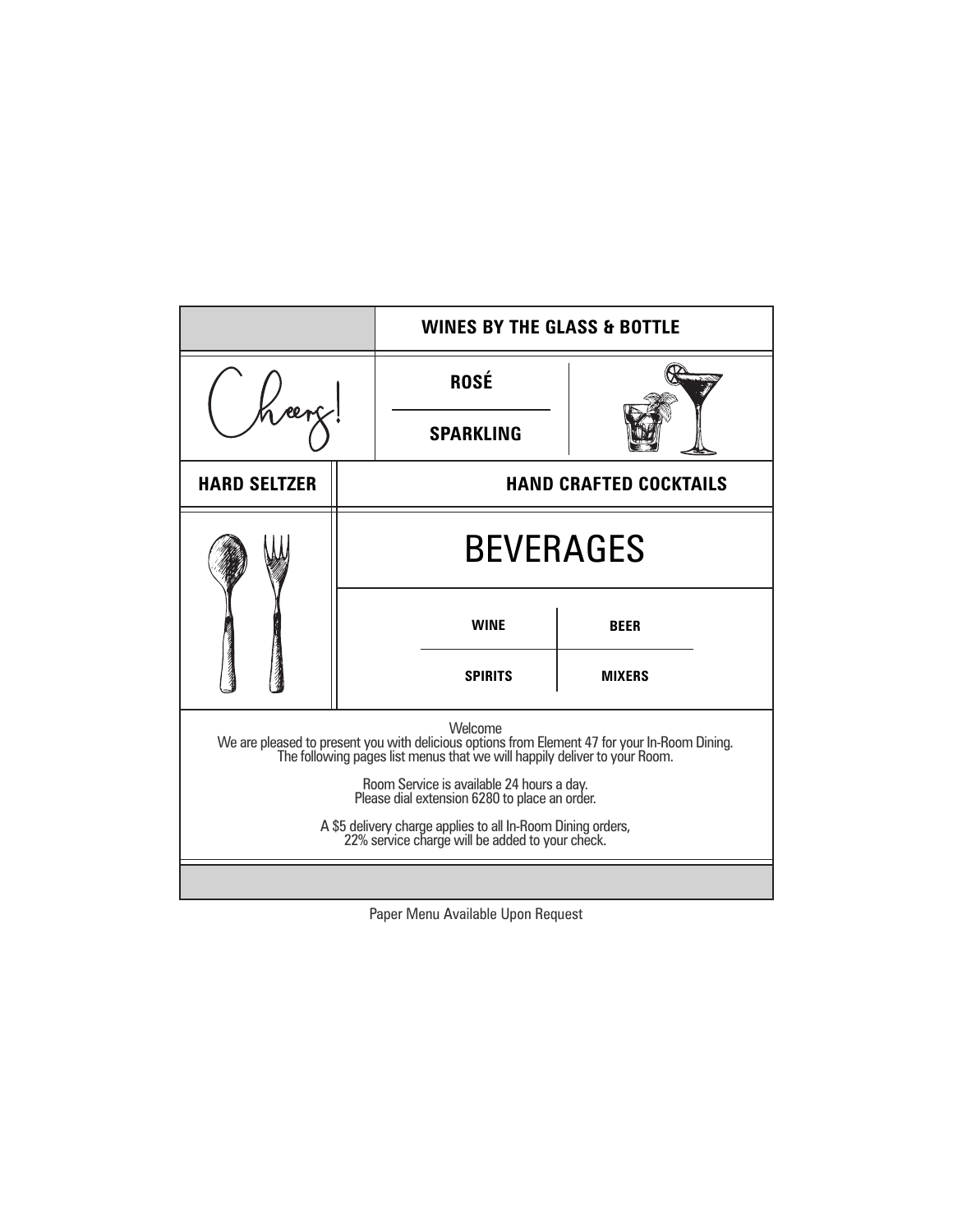**WINES BY THE GLASS & BOTTLE**

Cheers!

**ROSÉ**

**SPARKLING**

**HARD SELTZER**

**HAND CRAFTED COCKTAILS**

# BEVERAGES

**WINE** | **BEER**

**SPIRITS** | **MIXERS**

Welcome
We are pleased to present you with delicious options from Element 47 for your In-Room Dining.
The following pages list menus that we will happily deliver to your Room.

Room Service is available 24 hours a day.
Please dial extension 6280 to place an order.

A $5 delivery charge applies to all In-Room Dining orders,
22% service charge will be added to your check.

Paper Menu Available Upon Request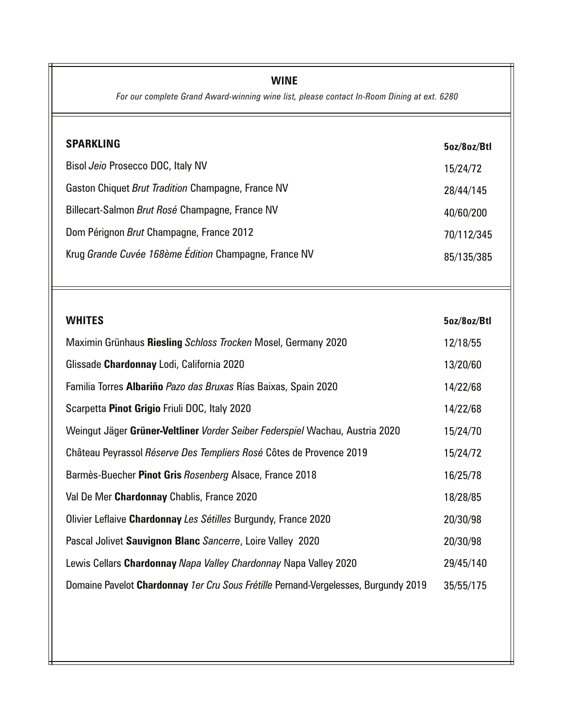# WINE

*For our complete Grand Award-winning wine list, please contact In-Room Dining at ext. 6280*

| **SPARKLING** | **5oz/8oz/Btl** |
| --- | --- |
| Bisol *Jeio* Prosecco DOC, Italy NV | 15/24/72 |
| Gaston Chiquet *Brut Tradition* Champagne, France NV | 28/44/145 |
| Billecart-Salmon *Brut Rosé* Champagne, France NV | 40/60/200 |
| Dom Pérignon *Brut* Champagne, France 2012 | 70/112/345 |
| Krug *Grande Cuvée 168ème Édition* Champagne, France NV | 85/135/385 |

| **WHITES** | **5oz/8oz/Btl** |
| --- | --- |
| Maximin Grünhaus **Riesling** *Schloss Trocken* Mosel, Germany 2020 | 12/18/55 |
| Glissade **Chardonnay** Lodi, California 2020 | 13/20/60 |
| Familia Torres **Albariño** *Pazo das Bruxas* Rías Baixas, Spain 2020 | 14/22/68 |
| Scarpetta **Pinot Grigio** Friuli DOC, Italy 2020 | 14/22/68 |
| Weingut Jäger **Grüner-Veltliner** *Vorder Seiber Federspiel* Wachau, Austria 2020 | 15/24/70 |
| Château Peyrassol *Réserve Des Templiers Rosé* Côtes de Provence 2019 | 15/24/72 |
| Barmès-Buecher **Pinot Gris** *Rosenberg* Alsace, France 2018 | 16/25/78 |
| Val De Mer **Chardonnay** Chablis, France 2020 | 18/28/85 |
| Olivier Leflaive **Chardonnay** *Les Sétilles* Burgundy, France 2020 | 20/30/98 |
| Pascal Jolivet **Sauvignon Blanc** *Sancerre*, Loire Valley 2020 | 20/30/98 |
| Lewis Cellars **Chardonnay** *Napa Valley Chardonnay* Napa Valley 2020 | 29/45/140 |
| Domaine Pavelot **Chardonnay** *1er Cru Sous Frétille* Pernand-Vergelesses, Burgundy 2019 | 35/55/175 |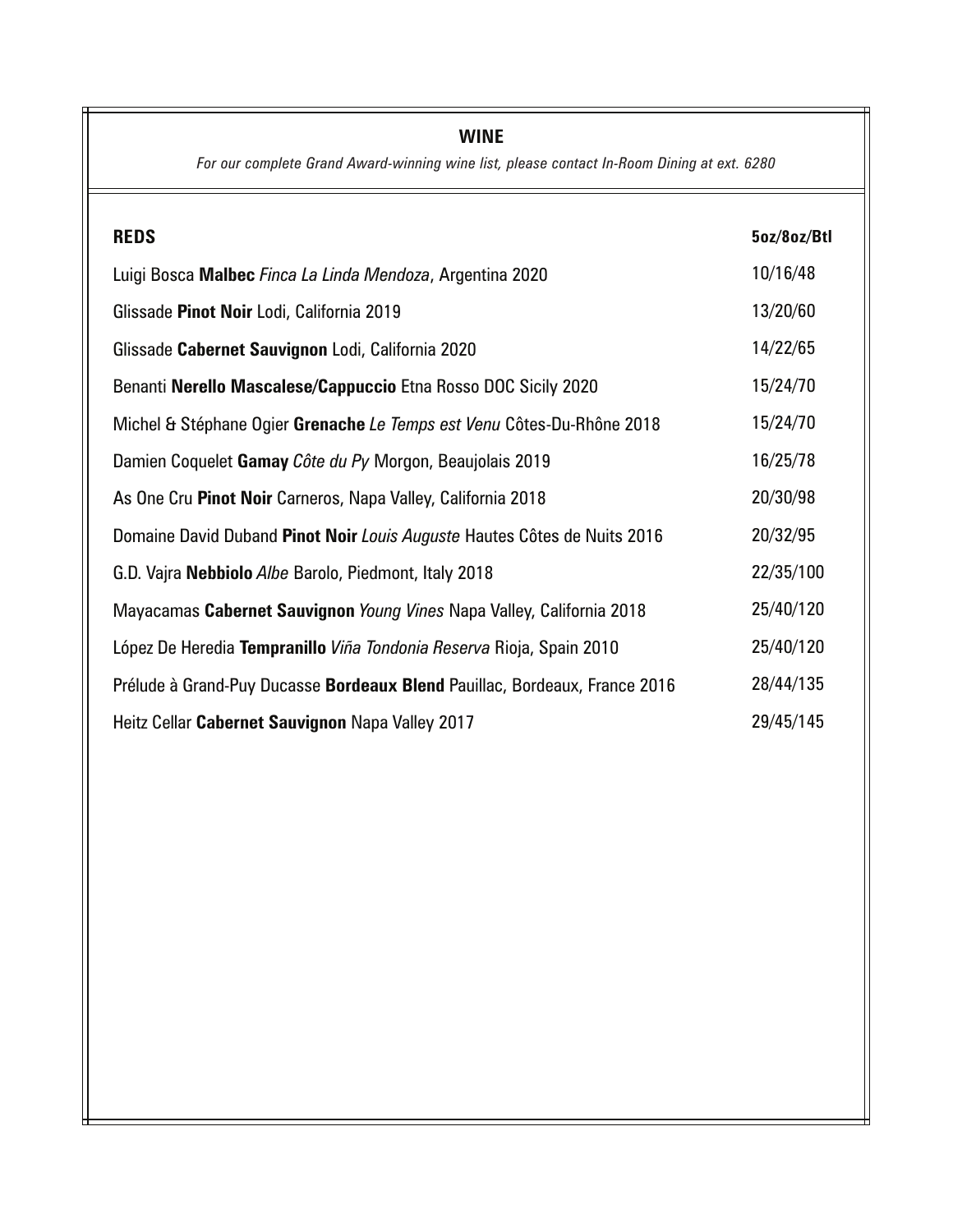## WINE

*For our complete Grand Award-winning wine list, please contact In-Room Dining at ext. 6280*

| **REDS** | **5oz/8oz/Btl** |
|---|---|
| Luigi Bosca **Malbec** *Finca La Linda Mendoza*, Argentina 2020 | 10/16/48 |
| Glissade **Pinot Noir** Lodi, California 2019 | 13/20/60 |
| Glissade **Cabernet Sauvignon** Lodi, California 2020 | 14/22/65 |
| Benanti **Nerello Mascalese/Cappuccio** Etna Rosso DOC Sicily 2020 | 15/24/70 |
| Michel & Stéphane Ogier **Grenache** *Le Temps est Venu* Côtes-Du-Rhône 2018 | 15/24/70 |
| Damien Coquelet **Gamay** *Côte du Py* Morgon, Beaujolais 2019 | 16/25/78 |
| As One Cru **Pinot Noir** Carneros, Napa Valley, California 2018 | 20/30/98 |
| Domaine David Duband **Pinot Noir** *Louis Auguste* Hautes Côtes de Nuits 2016 | 20/32/95 |
| G.D. Vajra **Nebbiolo** *Albe* Barolo, Piedmont, Italy 2018 | 22/35/100 |
| Mayacamas **Cabernet Sauvignon** *Young Vines* Napa Valley, California 2018 | 25/40/120 |
| López De Heredia **Tempranillo** *Viña Tondonia Reserva* Rioja, Spain 2010 | 25/40/120 |
| Prélude à Grand-Puy Ducasse **Bordeaux Blend** Pauillac, Bordeaux, France 2016 | 28/44/135 |
| Heitz Cellar **Cabernet Sauvignon** Napa Valley 2017 | 29/45/145 |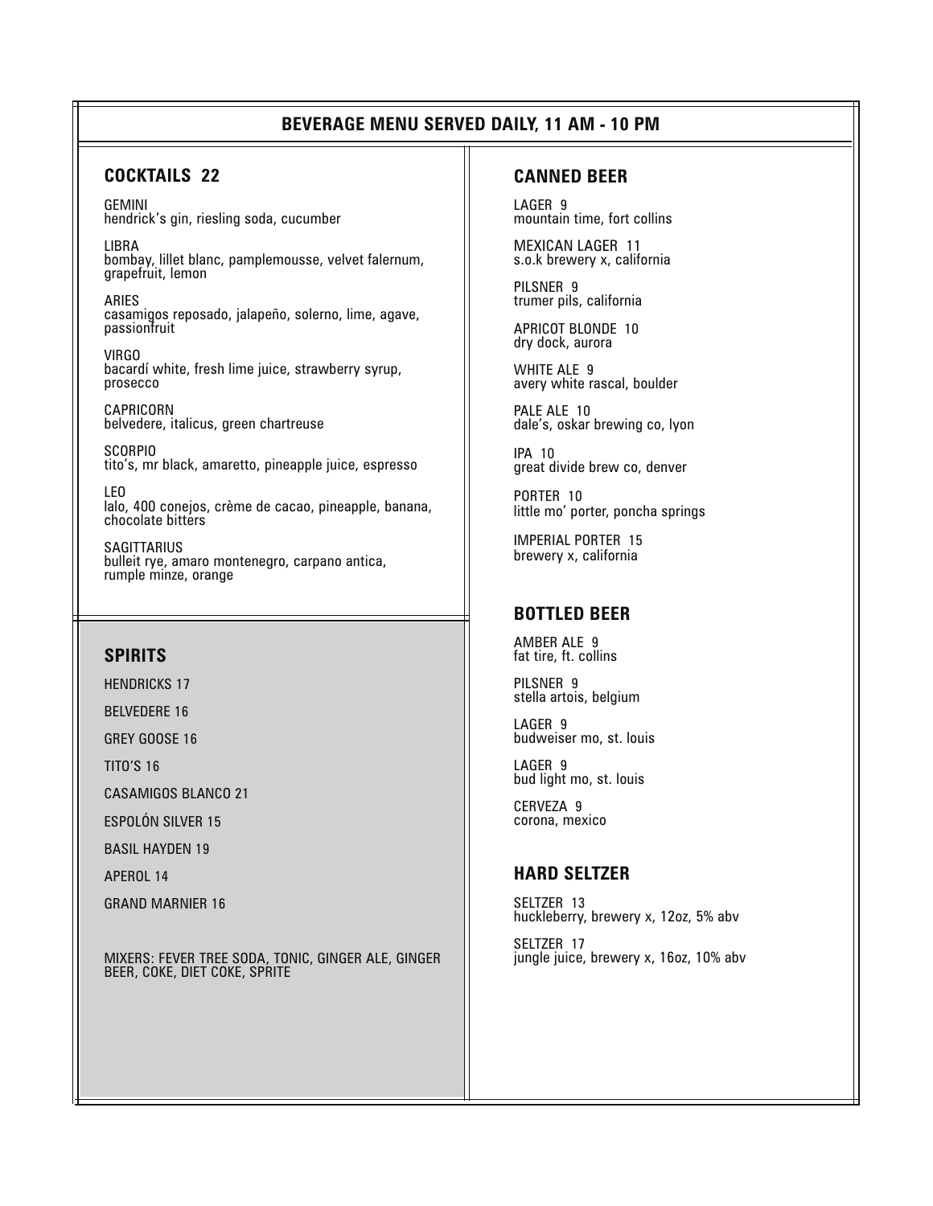# BEVERAGE MENU SERVED DAILY, 11 AM - 10 PM

## COCKTAILS 22

GEMINI
hendrick's gin, riesling soda, cucumber

LIBRA
bombay, lillet blanc, pamplemousse, velvet falernum, grapefruit, lemon

ARIES
casamigos reposado, jalapeño, solerno, lime, agave, passionfruit

VIRGO
bacardí white, fresh lime juice, strawberry syrup, prosecco

CAPRICORN
belvedere, italicus, green chartreuse

SCORPIO
tito's, mr black, amaretto, pineapple juice, espresso

LEO
lalo, 400 conejos, crème de cacao, pineapple, banana, chocolate bitters

SAGITTARIUS
bulleit rye, amaro montenegro, carpano antica, rumple minze, orange

## SPIRITS

HENDRICKS 17

BELVEDERE 16

GREY GOOSE 16

TITO'S 16

CASAMIGOS BLANCO 21

ESPOLÓN SILVER 15

BASIL HAYDEN 19

APEROL 14

GRAND MARNIER 16

MIXERS: FEVER TREE SODA, TONIC, GINGER ALE, GINGER BEER, COKE, DIET COKE, SPRITE

## CANNED BEER

LAGER 9
mountain time, fort collins

MEXICAN LAGER 11
s.o.k brewery x, california

PILSNER 9
trumer pils, california

APRICOT BLONDE 10
dry dock, aurora

WHITE ALE 9
avery white rascal, boulder

PALE ALE 10
dale's, oskar brewing co, lyon

IPA 10
great divide brew co, denver

PORTER 10
little mo' porter, poncha springs

IMPERIAL PORTER 15
brewery x, california

## BOTTLED BEER

AMBER ALE 9
fat tire, ft. collins

PILSNER 9
stella artois, belgium

LAGER 9
budweiser mo, st. louis

LAGER 9
bud light mo, st. louis

CERVEZA 9
corona, mexico

## HARD SELTZER

SELTZER 13
huckleberry, brewery x, 12oz, 5% abv

SELTZER 17
jungle juice, brewery x, 16oz, 10% abv